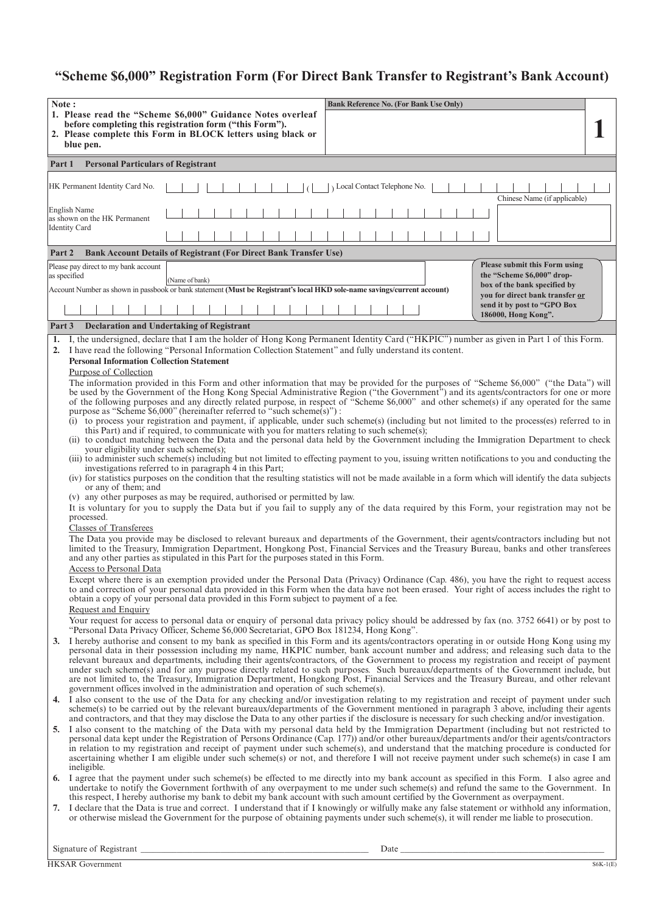# "Scheme $6,000" Registration Form (For Direct Bank Transfer to Registrant's Bank Account)

| Note: | Bank Reference No. (For Bank Use Only) | |
|---|---|---|
| **1. Please read the "Scheme $6,000" Guidance Notes overleaf before completing this registration form ("this Form").** **2. Please complete this Form in BLOCK letters using black or blue pen.** | | **1** |

## Part 1 Personal Particulars of Registrant

HK Permanent Identity Card No. ( ) Local Contact Telephone No.

English Name as shown on the HK Permanent Identity Card

Chinese Name (if applicable)

## Part 2 Bank Account Details of Registrant (For Direct Bank Transfer Use)

Please pay direct to my bank account as specified (Name of bank)

Account Number as shown in passbook or bank statement **(Must be Registrant's local HKD sole-name savings/current account)**

**Please submit this Form using the "Scheme $6,000" drop-box of the bank specified by you for direct bank transfer or send it by post to "GPO Box 186000, Hong Kong".**

## Part 3 Declaration and Undertaking of Registrant

**1.** I, the undersigned, declare that I am the holder of Hong Kong Permanent Identity Card ("HKPIC") number as given in Part 1 of this Form.

**2.** I have read the following "Personal Information Collection Statement" and fully understand its content.

**Personal Information Collection Statement**

Purpose of Collection

The information provided in this Form and other information that may be provided for the purposes of "Scheme $6,000" ("the Data") will be used by the Government of the Hong Kong Special Administrative Region ("the Government") and its agents/contractors for one or more of the following purposes and any directly related purpose, in respect of "Scheme $6,000" and other scheme(s) if any operated for the same purpose as "Scheme $6,000" (hereinafter referred to "such scheme(s)"):

(i) to process your registration and payment, if applicable, under such scheme(s) (including but not limited to the process(es) referred to in this Part) and if required, to communicate with you for matters relating to such scheme(s);

(ii) to conduct matching between the Data and the personal data held by the Government including the Immigration Department to check your eligibility under such scheme(s);

(iii) to administer such scheme(s) including but not limited to effecting payment to you, issuing written notifications to you and conducting the investigations referred to in paragraph 4 in this Part;

(iv) for statistics purposes on the condition that the resulting statistics will not be made available in a form which will identify the data subjects or any of them; and

(v) any other purposes as may be required, authorised or permitted by law.

It is voluntary for you to supply the Data but if you fail to supply any of the data required by this Form, your registration may not be processed.

Classes of Transferees

The Data you provide may be disclosed to relevant bureaux and departments of the Government, their agents/contractors including but not limited to the Treasury, Immigration Department, Hongkong Post, Financial Services and the Treasury Bureau, banks and other transferees and any other parties as stipulated in this Part for the purposes stated in this Form.

Access to Personal Data

Except where there is an exemption provided under the Personal Data (Privacy) Ordinance (Cap. 486), you have the right to request access to and correction of your personal data provided in this Form when the data have not been erased. Your right of access includes the right to obtain a copy of your personal data provided in this Form subject to payment of a fee.

Request and Enquiry

Your request for access to personal data or enquiry of personal data privacy policy should be addressed by fax (no. 3752 6641) or by post to "Personal Data Privacy Officer, Scheme $6,000 Secretariat, GPO Box 181234, Hong Kong".

**3.** I hereby authorise and consent to my bank as specified in this Form and its agents/contractors operating in or outside Hong Kong using my personal data in their possession including my name, HKPIC number, bank account number and address; and releasing such data to the relevant bureaux and departments, including their agents/contractors, of the Government to process my registration and receipt of payment under such scheme(s) and for any purpose directly related to such purposes. Such bureaux/departments of the Government include, but are not limited to, the Treasury, Immigration Department, Hongkong Post, Financial Services and the Treasury Bureau, and other relevant government offices involved in the administration and operation of such scheme(s).

**4.** I also consent to the use of the Data for any checking and/or investigation relating to my registration and receipt of payment under such scheme(s) to be carried out by the relevant bureaux/departments of the Government mentioned in paragraph 3 above, including their agents and contractors, and that they may disclose the Data to any other parties if the disclosure is necessary for such checking and/or investigation.

**5.** I also consent to the matching of the Data with my personal data held by the Immigration Department (including but not restricted to personal data kept under the Registration of Persons Ordinance (Cap. 177)) and/or other bureaux/departments and/or their agents/contractors in relation to my registration and receipt of payment under such scheme(s), and understand that the matching procedure is conducted for ascertaining whether I am eligible under such scheme(s) or not, and therefore I will not receive payment under such scheme(s) in case I am ineligible.

**6.** I agree that the payment under such scheme(s) be effected to me directly into my bank account as specified in this Form. I also agree and undertake to notify the Government forthwith of any overpayment to me under such scheme(s) and refund the same to the Government. In this respect, I hereby authorise my bank to debit my bank account with such amount certified by the Government as overpayment.

**7.** I declare that the Data is true and correct. I understand that if I knowingly or wilfully make any false statement or withhold any information, or otherwise mislead the Government for the purpose of obtaining payments under such scheme(s), it will render me liable to prosecution.

Signature of Registrant ______________________ Date ______________________

HKSAR Government S6K-1(E)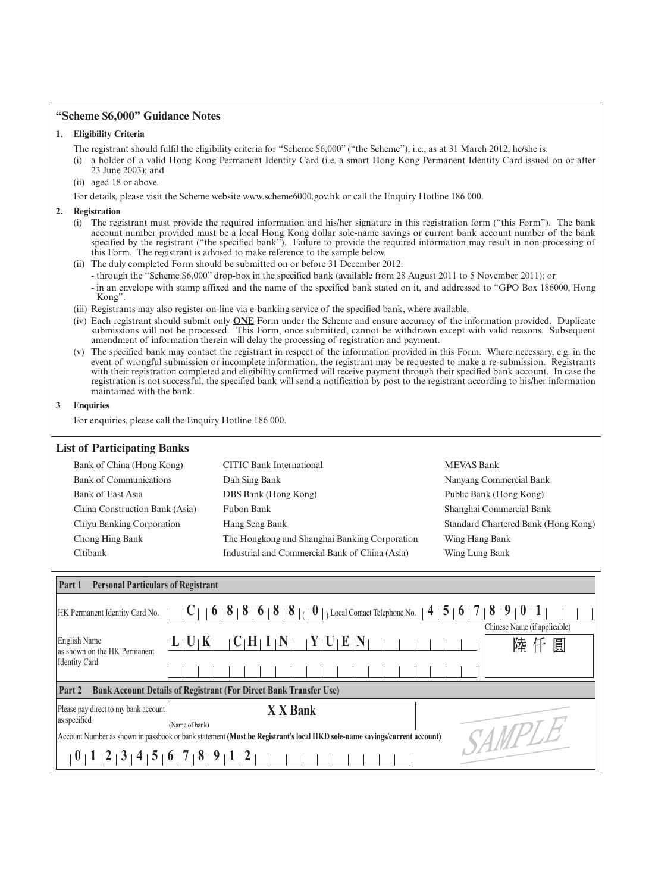## "Scheme $6,000" Guidance Notes

**1. Eligibility Criteria**

The registrant should fulfil the eligibility criteria for "Scheme $6,000" ("the Scheme"), i.e., as at 31 March 2012, he/she is:

(i) a holder of a valid Hong Kong Permanent Identity Card (i.e. a smart Hong Kong Permanent Identity Card issued on or after 23 June 2003); and

(ii) aged 18 or above.

For details, please visit the Scheme website www.scheme6000.gov.hk or call the Enquiry Hotline 186 000.

**2. Registration**

(i) The registrant must provide the required information and his/her signature in this registration form ("this Form"). The bank account number provided must be a local Hong Kong dollar sole-name savings or current bank account number of the bank specified by the registrant ("the specified bank"). Failure to provide the required information may result in non-processing of this Form. The registrant is advised to make reference to the sample below.

(ii) The duly completed Form should be submitted on or before 31 December 2012:

- through the "Scheme $6,000" drop-box in the specified bank (available from 28 August 2011 to 5 November 2011); or
- in an envelope with stamp affixed and the name of the specified bank stated on it, and addressed to "GPO Box 186000, Hong Kong".

(iii) Registrants may also register on-line via e-banking service of the specified bank, where available.

(iv) Each registrant should submit only **ONE** Form under the Scheme and ensure accuracy of the information provided. Duplicate submissions will not be processed. This Form, once submitted, cannot be withdrawn except with valid reasons. Subsequent amendment of information therein will delay the processing of registration and payment.

(v) The specified bank may contact the registrant in respect of the information provided in this Form. Where necessary, e.g. in the event of wrongful submission or incomplete information, the registrant may be requested to make a re-submission. Registrants with their registration completed and eligibility confirmed will receive payment through their specified bank account. In case the registration is not successful, the specified bank will send a notification by post to the registrant according to his/her information maintained with the bank.

**3 Enquiries**

For enquiries, please call the Enquiry Hotline 186 000.

## List of Participating Banks

| | | |
|---|---|---|
| Bank of China (Hong Kong) | CITIC Bank International | MEVAS Bank |
| Bank of Communications | Dah Sing Bank | Nanyang Commercial Bank |
| Bank of East Asia | DBS Bank (Hong Kong) | Public Bank (Hong Kong) |
| China Construction Bank (Asia) | Fubon Bank | Shanghai Commercial Bank |
| Chiyu Banking Corporation | Hang Seng Bank | Standard Chartered Bank (Hong Kong) |
| Chong Hing Bank | The Hongkong and Shanghai Banking Corporation | Wing Hang Bank |
| Citibank | Industrial and Commercial Bank of China (Asia) | Wing Lung Bank |

**Part 1 Personal Particulars of Registrant**

HK Permanent Identity Card No. C 688688 (0) Local Contact Telephone No. 45678901

English Name as shown on the HK Permanent Identity Card: LUK CHIN YUEN

Chinese Name (if applicable): 陸仟圓

**Part 2 Bank Account Details of Registrant (For Direct Bank Transfer Use)**

Please pay direct to my bank account as specified: XX Bank (Name of bank)

Account Number as shown in passbook or bank statement **(Must be Registrant's local HKD sole-name savings/current account)**

0 1 2 3 4 5 6 7 8 9 1 2

SAMPLE